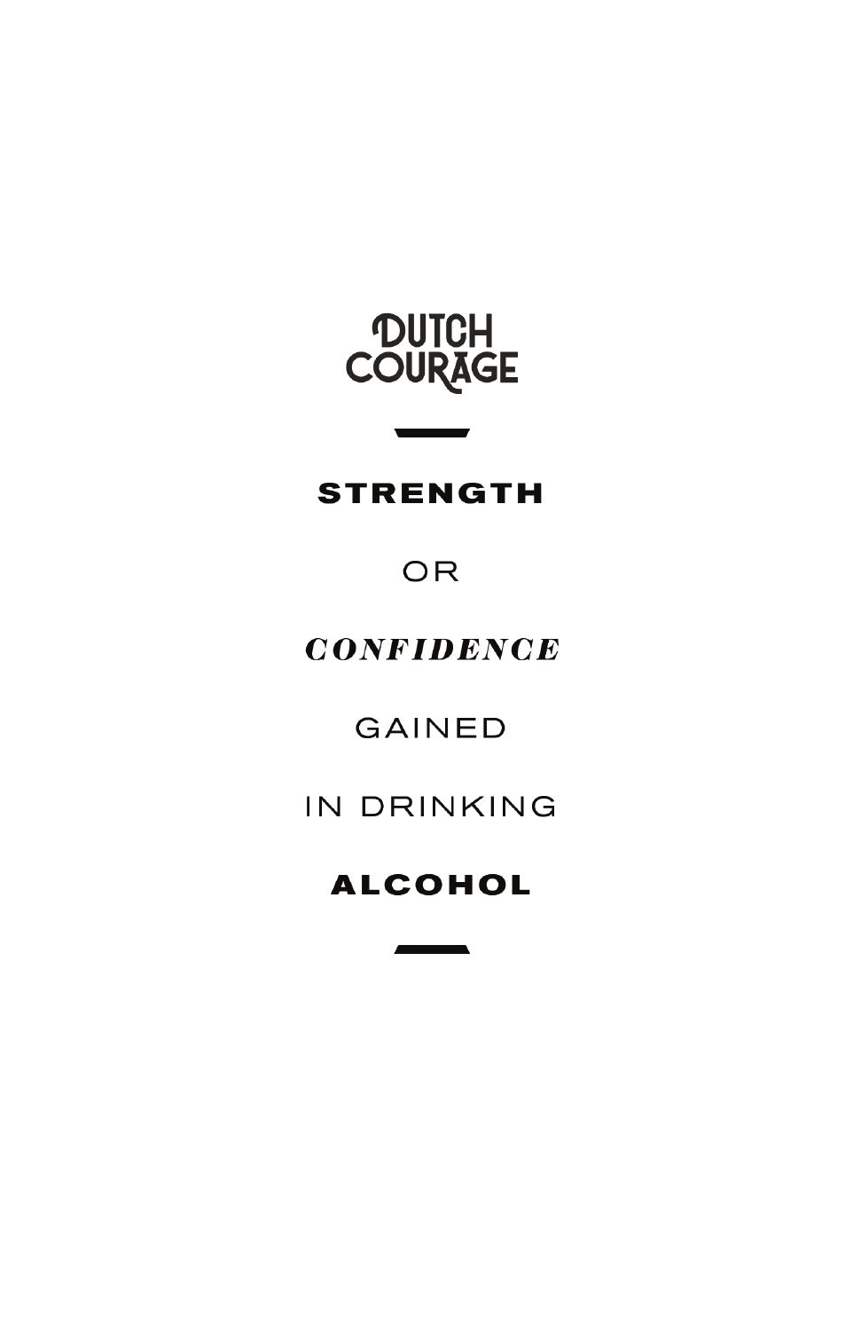# DUTCH COURAGE

---

**STRENGTH**

OR

***CONFIDENCE***

GAINED

IN DRINKING

**ALCOHOL**

---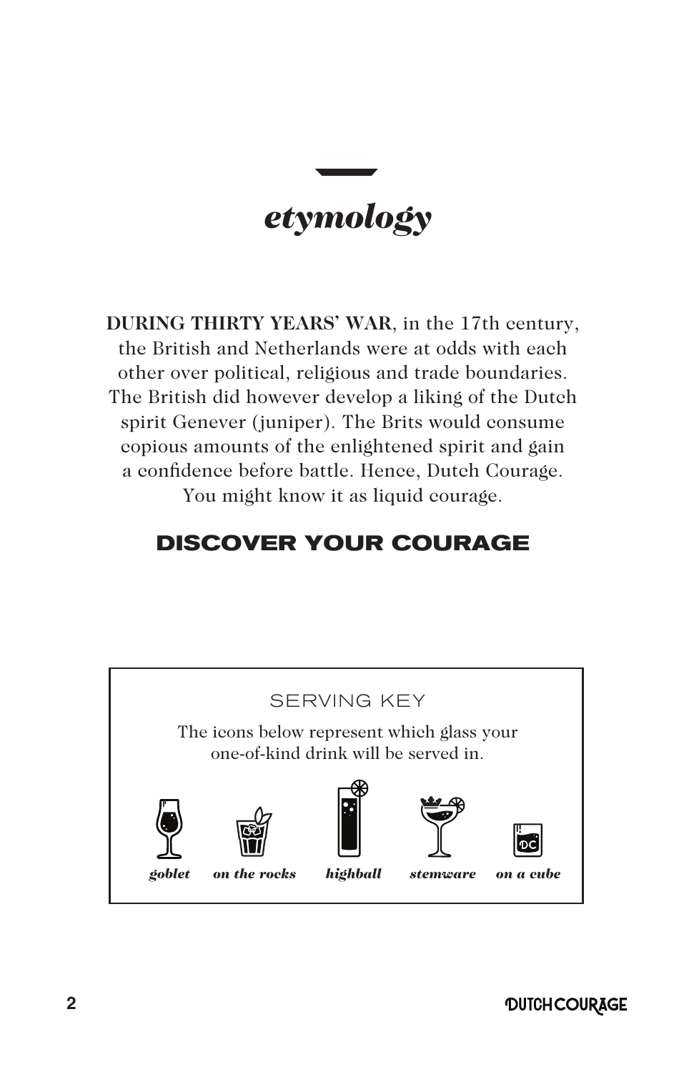# *etymology*

**DURING THIRTY YEARS' WAR**, in the 17th century, the British and Netherlands were at odds with each other over political, religious and trade boundaries. The British did however develop a liking of the Dutch spirit Genever (juniper). The Brits would consume copious amounts of the enlightened spirit and gain a confidence before battle. Hence, Dutch Courage. You might know it as liquid courage.

## DISCOVER YOUR COURAGE

### SERVING KEY

The icons below represent which glass your one-of-kind drink will be served in.

***goblet*** ***on the rocks*** ***highball*** ***stemware*** ***on a cube***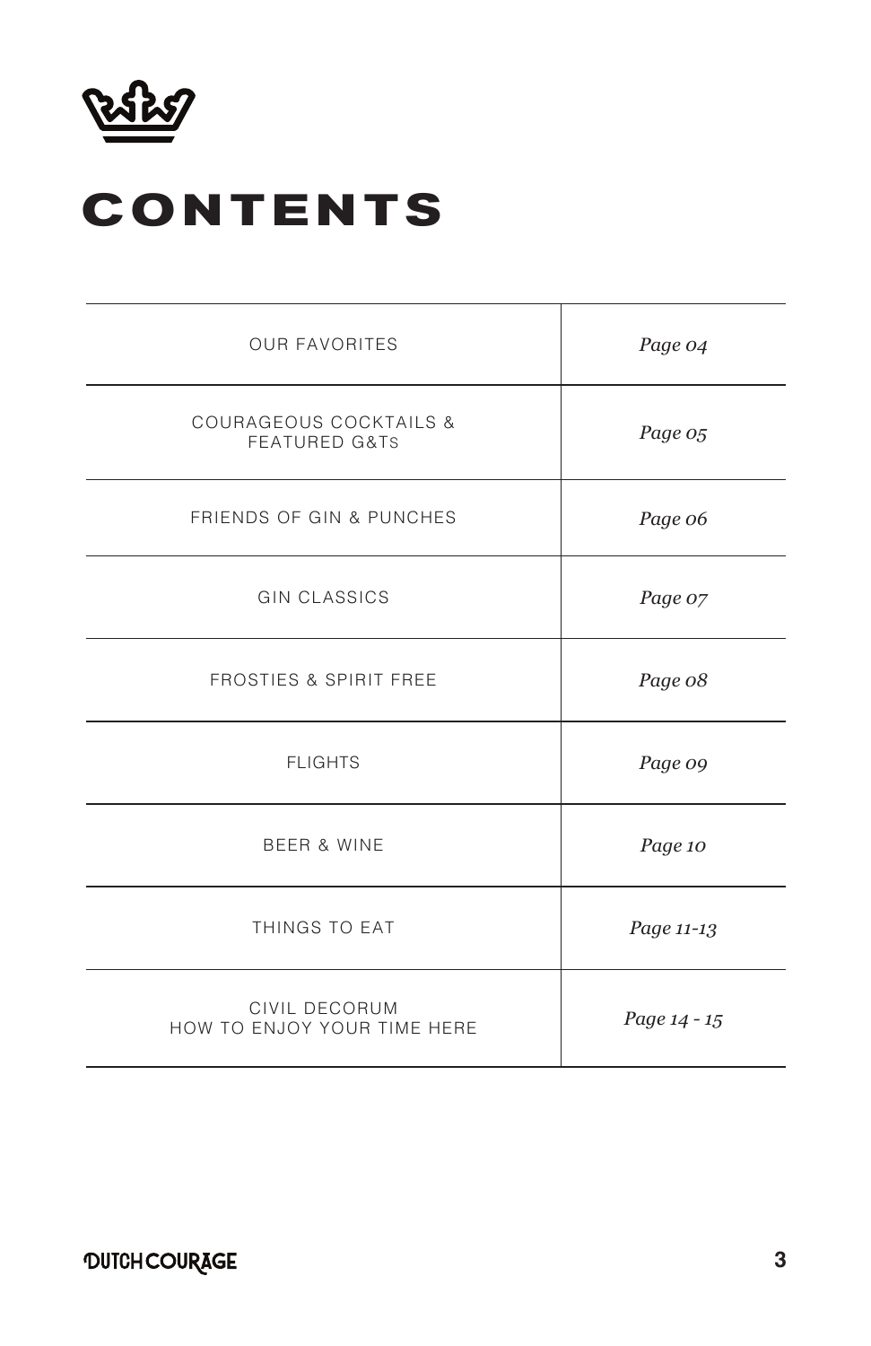# CONTENTS

| Section | Page |
| --- | --- |
| OUR FAVORITES | *Page 04* |
| COURAGEOUS COCKTAILS & FEATURED G&Ts | *Page 05* |
| FRIENDS OF GIN & PUNCHES | *Page 06* |
| GIN CLASSICS | *Page 07* |
| FROSTIES & SPIRIT FREE | *Page 08* |
| FLIGHTS | *Page 09* |
| BEER & WINE | *Page 10* |
| THINGS TO EAT | *Page 11-13* |
| CIVIL DECORUM HOW TO ENJOY YOUR TIME HERE | *Page 14 - 15* |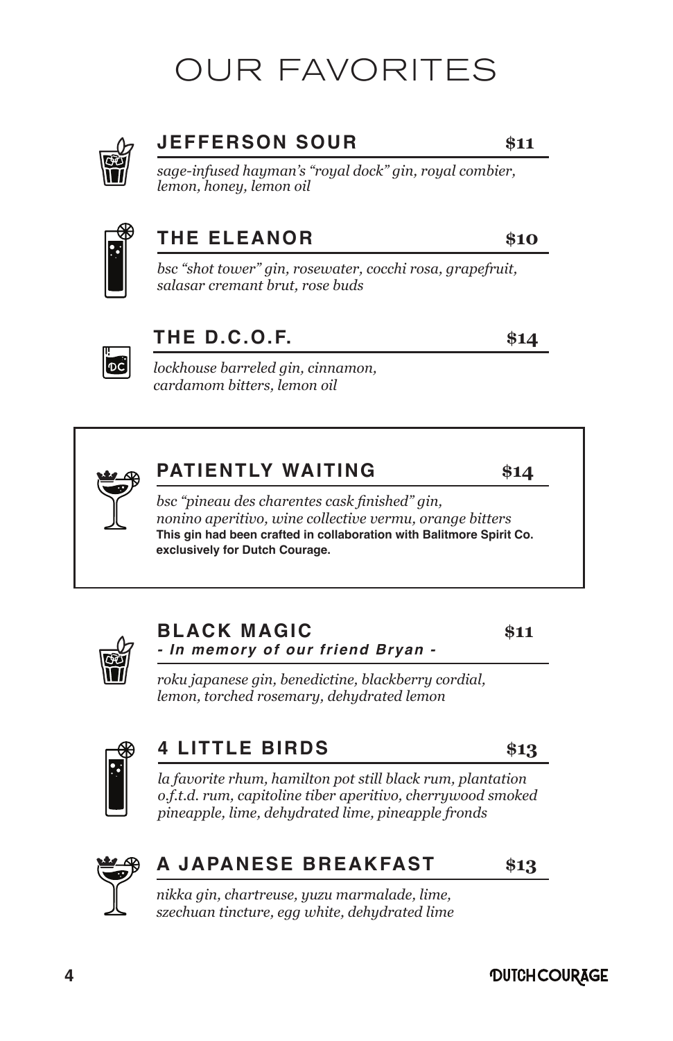# OUR FAVORITES

## JEFFERSON SOUR — $11

*sage-infused hayman's "royal dock" gin, royal combier, lemon, honey, lemon oil*

## THE ELEANOR — $10

*bsc "shot tower" gin, rosewater, cocchi rosa, grapefruit, salasar cremant brut, rose buds*

## THE D.C.O.F. — $14

*lockhouse barreled gin, cinnamon, cardamom bitters, lemon oil*

## PATIENTLY WAITING — $14

*bsc "pineau des charentes cask finished" gin, nonino aperitivo, wine collective vermu, orange bitters*

**This gin had been crafted in collaboration with Balitmore Spirit Co. exclusively for Dutch Courage.**

## BLACK MAGIC — $11

***- In memory of our friend Bryan -***

*roku japanese gin, benedictine, blackberry cordial, lemon, torched rosemary, dehydrated lemon*

## 4 LITTLE BIRDS — $13

*la favorite rhum, hamilton pot still black rum, plantation o.f.t.d. rum, capitoline tiber aperitivo, cherrywood smoked pineapple, lime, dehydrated lime, pineapple fronds*

## A JAPANESE BREAKFAST — $13

*nikka gin, chartreuse, yuzu marmalade, lime, szechuan tincture, egg white, dehydrated lime*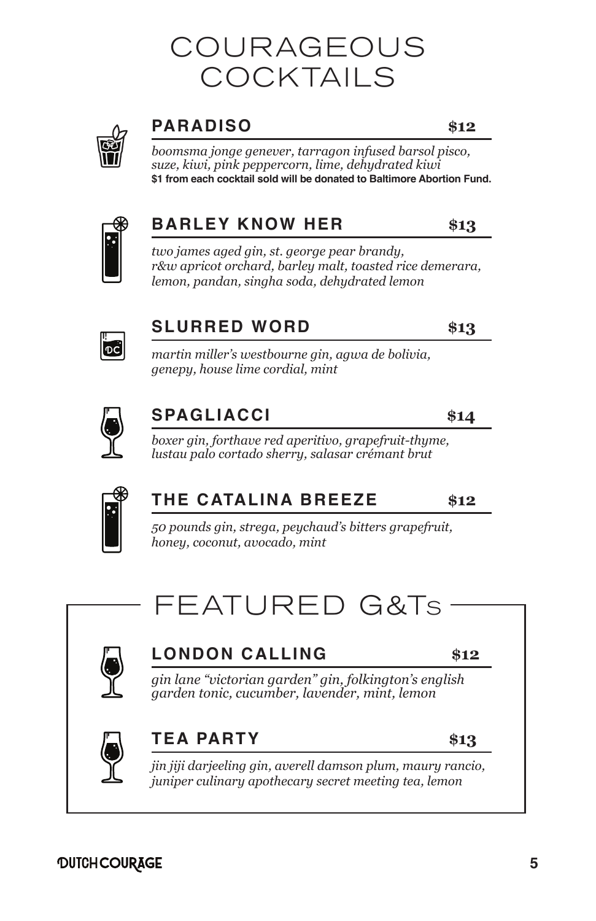# COURAGEOUS COCKTAILS

## PARADISO $12

*boomsma jonge genever, tarragon infused barsol pisco, suze, kiwi, pink peppercorn, lime, dehydrated kiwi*

**$1 from each cocktail sold will be donated to Baltimore Abortion Fund.**

## BARLEY KNOW HER $13

*two james aged gin, st. george pear brandy, r&w apricot orchard, barley malt, toasted rice demerara, lemon, pandan, singha soda, dehydrated lemon*

## SLURRED WORD $13

*martin miller's westbourne gin, agwa de bolivia, genepy, house lime cordial, mint*

## SPAGLIACCI $14

*boxer gin, forthave red aperitivo, grapefruit-thyme, lustau palo cortado sherry, salasar crémant brut*

## THE CATALINA BREEZE $12

*50 pounds gin, strega, peychaud's bitters grapefruit, honey, coconut, avocado, mint*

# FEATURED G&Ts

## LONDON CALLING $12

*gin lane "victorian garden" gin, folkington's english garden tonic, cucumber, lavender, mint, lemon*

## TEA PARTY $13

*jin jiji darjeeling gin, averell damson plum, maury rancio, juniper culinary apothecary secret meeting tea, lemon*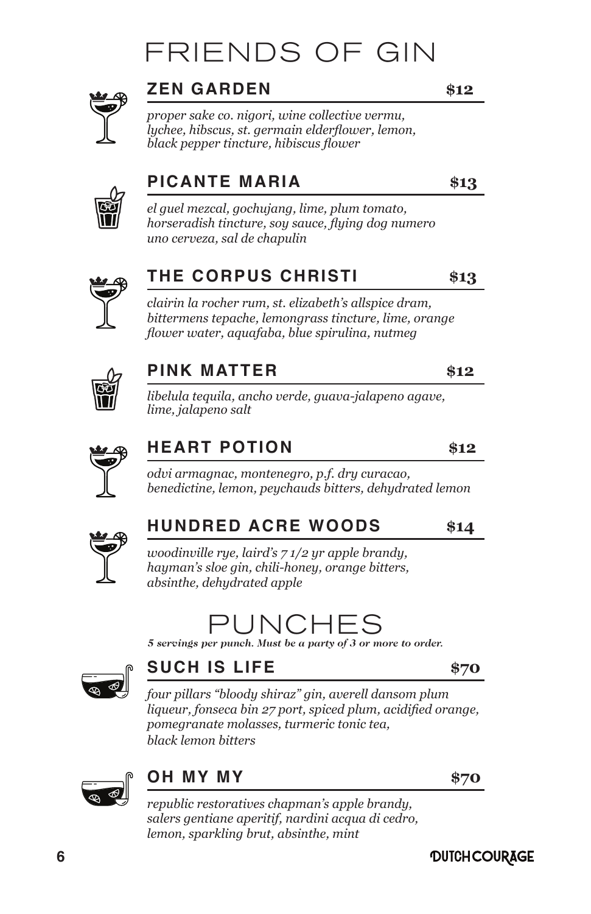# FRIENDS OF GIN

## ZEN GARDEN $12

*proper sake co. nigori, wine collective vermu, lychee, hibscus, st. germain elderflower, lemon, black pepper tincture, hibiscus flower*

## PICANTE MARIA $13

*el guel mezcal, gochujang, lime, plum tomato, horseradish tincture, soy sauce, flying dog numero uno cerveza, sal de chapulin*

## THE CORPUS CHRISTI $13

*clairin la rocher rum, st. elizabeth's allspice dram, bittermens tepache, lemongrass tincture, lime, orange flower water, aquafaba, blue spirulina, nutmeg*

## PINK MATTER $12

*libelula tequila, ancho verde, guava-jalapeno agave, lime, jalapeno salt*

## HEART POTION $12

*odvi armagnac, montenegro, p.f. dry curacao, benedictine, lemon, peychauds bitters, dehydrated lemon*

## HUNDRED ACRE WOODS $14

*woodinville rye, laird's 7 1/2 yr apple brandy, hayman's sloe gin, chili-honey, orange bitters, absinthe, dehydrated apple*

# PUNCHES

***5 servings per punch. Must be a party of 3 or more to order.***

## SUCH IS LIFE $70

*four pillars "bloody shiraz" gin, averell dansom plum liqueur, fonseca bin 27 port, spiced plum, acidified orange, pomegranate molasses, turmeric tonic tea, black lemon bitters*

## OH MY MY $70

*republic restoratives chapman's apple brandy, salers gentiane aperitif, nardini acqua di cedro, lemon, sparkling brut, absinthe, mint*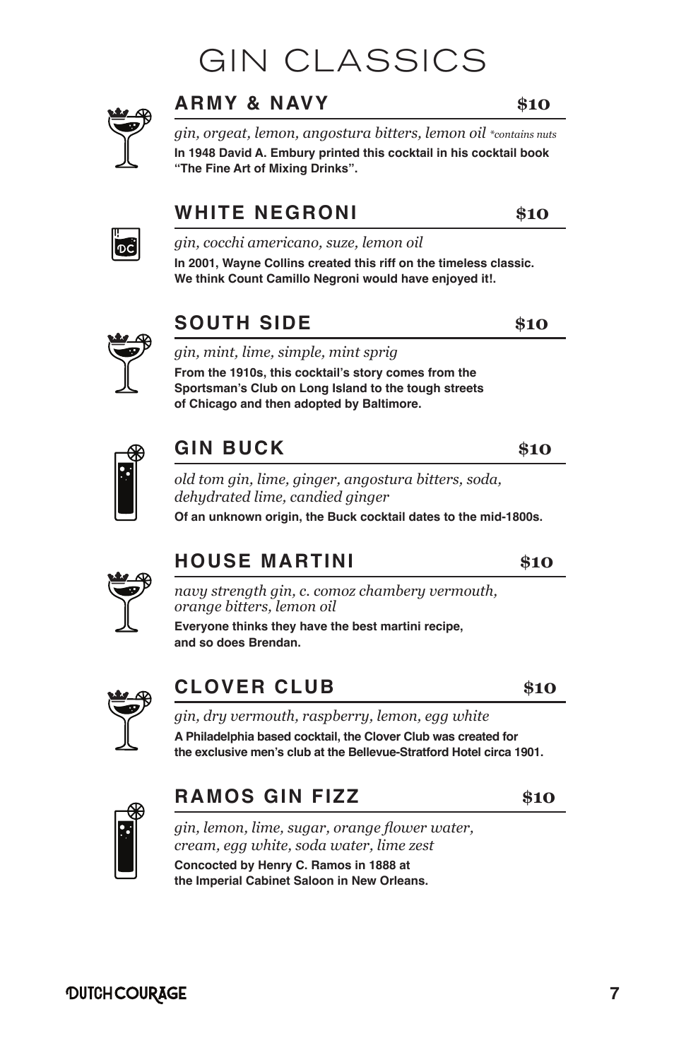# GIN CLASSICS

## ARMY & NAVY — $10

*gin, orgeat, lemon, angostura bitters, lemon oil* *\*contains nuts*

**In 1948 David A. Embury printed this cocktail in his cocktail book "The Fine Art of Mixing Drinks".**

## WHITE NEGRONI — $10

*gin, cocchi americano, suze, lemon oil*

**In 2001, Wayne Collins created this riff on the timeless classic. We think Count Camillo Negroni would have enjoyed it!.**

## SOUTH SIDE — $10

*gin, mint, lime, simple, mint sprig*

**From the 1910s, this cocktail's story comes from the Sportsman's Club on Long Island to the tough streets of Chicago and then adopted by Baltimore.**

## GIN BUCK — $10

*old tom gin, lime, ginger, angostura bitters, soda, dehydrated lime, candied ginger*

**Of an unknown origin, the Buck cocktail dates to the mid-1800s.**

## HOUSE MARTINI — $10

*navy strength gin, c. comoz chambery vermouth, orange bitters, lemon oil*

**Everyone thinks they have the best martini recipe, and so does Brendan.**

## CLOVER CLUB — $10

*gin, dry vermouth, raspberry, lemon, egg white*

**A Philadelphia based cocktail, the Clover Club was created for the exclusive men's club at the Bellevue-Stratford Hotel circa 1901.**

## RAMOS GIN FIZZ — $10

*gin, lemon, lime, sugar, orange flower water, cream, egg white, soda water, lime zest*

**Concocted by Henry C. Ramos in 1888 at the Imperial Cabinet Saloon in New Orleans.**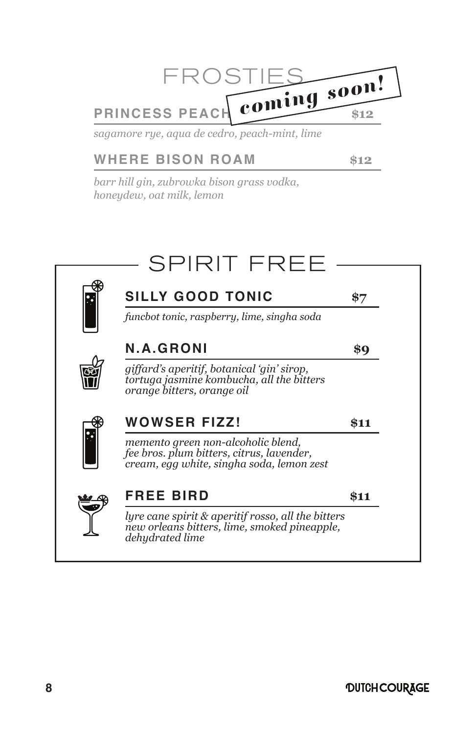# FROSTIES

*coming soon!*

## PRINCESS PEACH — $12

*sagamore rye, aqua de cedro, peach-mint, lime*

## WHERE BISON ROAM — $12

*barr hill gin, zubrowka bison grass vodka, honeydew, oat milk, lemon*

# SPIRIT FREE

## SILLY GOOD TONIC — $7

*funcbot tonic, raspberry, lime, singha soda*

## N.A.GRONI — $9

*giffard's aperitif, botanical 'gin' sirop, tortuga jasmine kombucha, all the bitters orange bitters, orange oil*

## WOWSER FIZZ! — $11

*memento green non-alcoholic blend, fee bros. plum bitters, citrus, lavender, cream, egg white, singha soda, lemon zest*

## FREE BIRD — $11

*lyre cane spirit & aperitif rosso, all the bitters new orleans bitters, lime, smoked pineapple, dehydrated lime*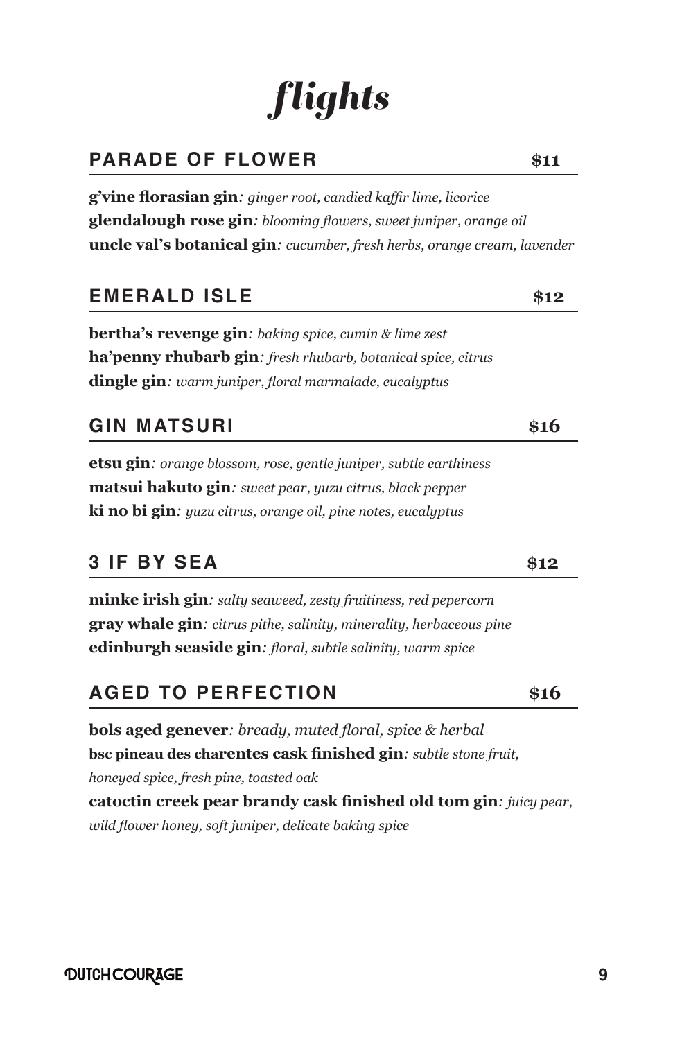# *flights*

## PARADE OF FLOWER — $11

**g'vine florasian gin**: *ginger root, candied kaffir lime, licorice*
**glendalough rose gin**: *blooming flowers, sweet juniper, orange oil*
**uncle val's botanical gin**: *cucumber, fresh herbs, orange cream, lavender*

## EMERALD ISLE — $12

**bertha's revenge gin**: *baking spice, cumin & lime zest*
**ha'penny rhubarb gin**: *fresh rhubarb, botanical spice, citrus*
**dingle gin**: *warm juniper, floral marmalade, eucalyptus*

## GIN MATSURI — $16

**etsu gin**: *orange blossom, rose, gentle juniper, subtle earthiness*
**matsui hakuto gin**: *sweet pear, yuzu citrus, black pepper*
**ki no bi gin**: *yuzu citrus, orange oil, pine notes, eucalyptus*

## 3 IF BY SEA — $12

**minke irish gin**: *salty seaweed, zesty fruitiness, red pepercorn*
**gray whale gin**: *citrus pithe, salinity, minerality, herbaceous pine*
**edinburgh seaside gin**: *floral, subtle salinity, warm spice*

## AGED TO PERFECTION — $16

**bols aged genever**: *bready, muted floral, spice & herbal*
**bsc pineau des charentes cask finished gin**: *subtle stone fruit, honeyed spice, fresh pine, toasted oak*
**catoctin creek pear brandy cask finished old tom gin**: *juicy pear, wild flower honey, soft juniper, delicate baking spice*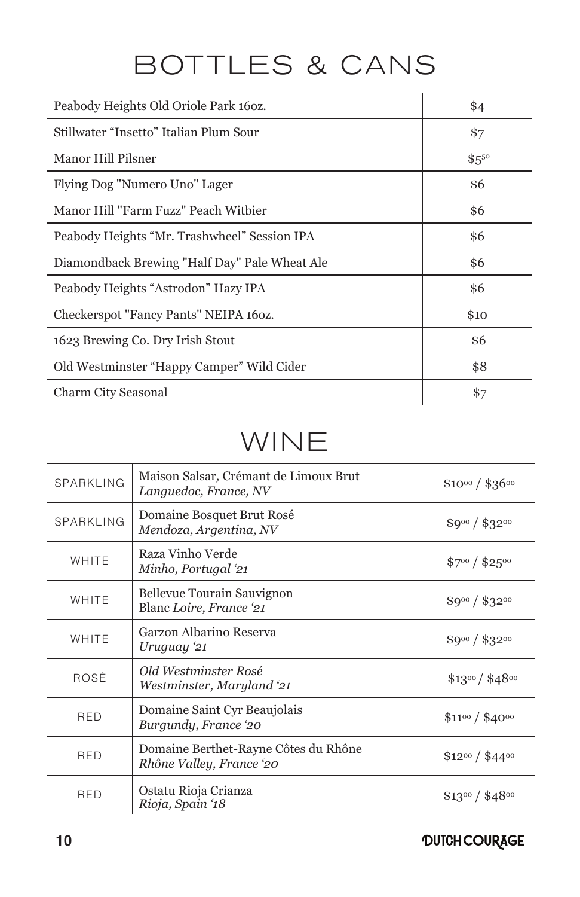# BOTTLES & CANS

| Item | Price |
| --- | --- |
| Peabody Heights Old Oriole Park 16oz. | $4 |
| Stillwater "Insetto" Italian Plum Sour | $7 |
| Manor Hill Pilsner | $5.50 |
| Flying Dog "Numero Uno" Lager | $6 |
| Manor Hill "Farm Fuzz" Peach Witbier | $6 |
| Peabody Heights "Mr. Trashwheel" Session IPA | $6 |
| Diamondback Brewing "Half Day" Pale Wheat Ale | $6 |
| Peabody Heights "Astrodon" Hazy IPA | $6 |
| Checkerspot "Fancy Pants" NEIPA 16oz. | $10 |
| 1623 Brewing Co. Dry Irish Stout | $6 |
| Old Westminster "Happy Camper" Wild Cider | $8 |
| Charm City Seasonal | $7 |

# WINE

| Type | Wine | Price |
| --- | --- | --- |
| SPARKLING | Maison Salsar, Crémant de Limoux Brut *Languedoc, France, NV* | $10.00 / $36.00 |
| SPARKLING | Domaine Bosquet Brut Rosé *Mendoza, Argentina, NV* | $9.00 / $32.00 |
| WHITE | Raza Vinho Verde *Minho, Portugal '21* | $7.00 / $25.00 |
| WHITE | Bellevue Tourain Sauvignon Blanc *Loire, France '21* | $9.00 / $32.00 |
| WHITE | Garzon Albarino Reserva *Uruguay '21* | $9.00 / $32.00 |
| ROSÉ | *Old Westminster Rosé* *Westminster, Maryland '21* | $13.00 / $48.00 |
| RED | Domaine Saint Cyr Beaujolais *Burgundy, France '20* | $11.00 / $40.00 |
| RED | Domaine Berthet-Rayne Côtes du Rhône *Rhône Valley, France '20* | $12.00 / $44.00 |
| RED | Ostatu Rioja Crianza *Rioja, Spain '18* | $13.00 / $48.00 |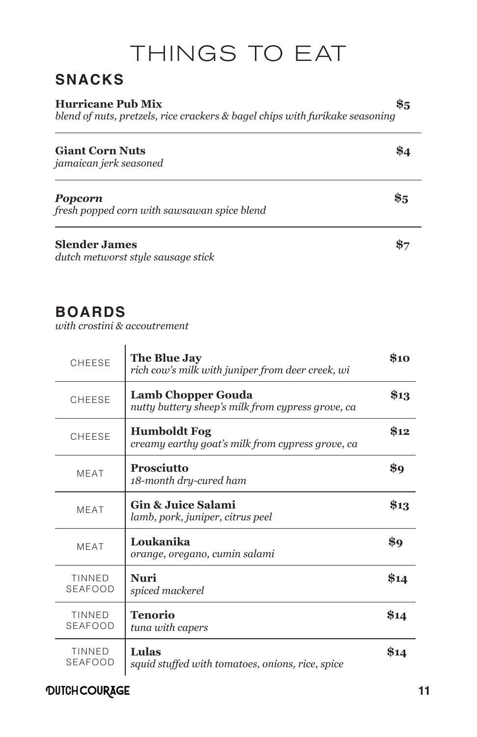# THINGS TO EAT

## SNACKS

**Hurricane Pub Mix** **$5**
*blend of nuts, pretzels, rice crackers & bagel chips with furikake seasoning*

**Giant Corn Nuts** **$4**
*jamaican jerk seasoned*

***Popcorn*** **$5**
*fresh popped corn with sawsawan spice blend*

**Slender James** **$7**
*dutch metworst style sausage stick*

## BOARDS

*with crostini & accoutrement*

| | | |
|---|---|---|
| CHEESE | **The Blue Jay**<br>*rich cow's milk with juniper from deer creek, wi* | **$10** |
| CHEESE | **Lamb Chopper Gouda**<br>*nutty buttery sheep's milk from cypress grove, ca* | **$13** |
| CHEESE | **Humboldt Fog**<br>*creamy earthy goat's milk from cypress grove, ca* | **$12** |
| MEAT | **Prosciutto**<br>*18-month dry-cured ham* | **$9** |
| MEAT | **Gin & Juice Salami**<br>*lamb, pork, juniper, citrus peel* | **$13** |
| MEAT | **Loukanika**<br>*orange, oregano, cumin salami* | **$9** |
| TINNED SEAFOOD | **Nuri**<br>*spiced mackerel* | **$14** |
| TINNED SEAFOOD | **Tenorio**<br>*tuna with capers* | **$14** |
| TINNED SEAFOOD | **Lulas**<br>*squid stuffed with tomatoes, onions, rice, spice* | **$14** |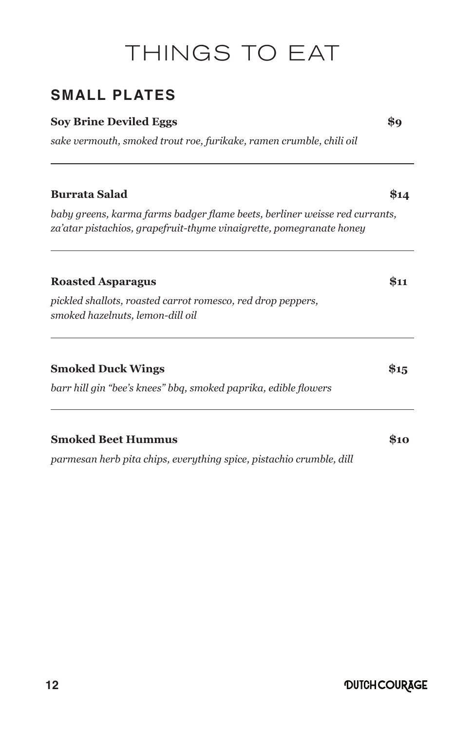# THINGS TO EAT

## SMALL PLATES

**Soy Brine Deviled Eggs** **$9**

*sake vermouth, smoked trout roe, furikake, ramen crumble, chili oil*

---

**Burrata Salad** **$14**

*baby greens, karma farms badger flame beets, berliner weisse red currants, za'atar pistachios, grapefruit-thyme vinaigrette, pomegranate honey*

---

**Roasted Asparagus** **$11**

*pickled shallots, roasted carrot romesco, red drop peppers, smoked hazelnuts, lemon-dill oil*

---

**Smoked Duck Wings** **$15**

*barr hill gin "bee's knees" bbq, smoked paprika, edible flowers*

---

**Smoked Beet Hummus** **$10**

*parmesan herb pita chips, everything spice, pistachio crumble, dill*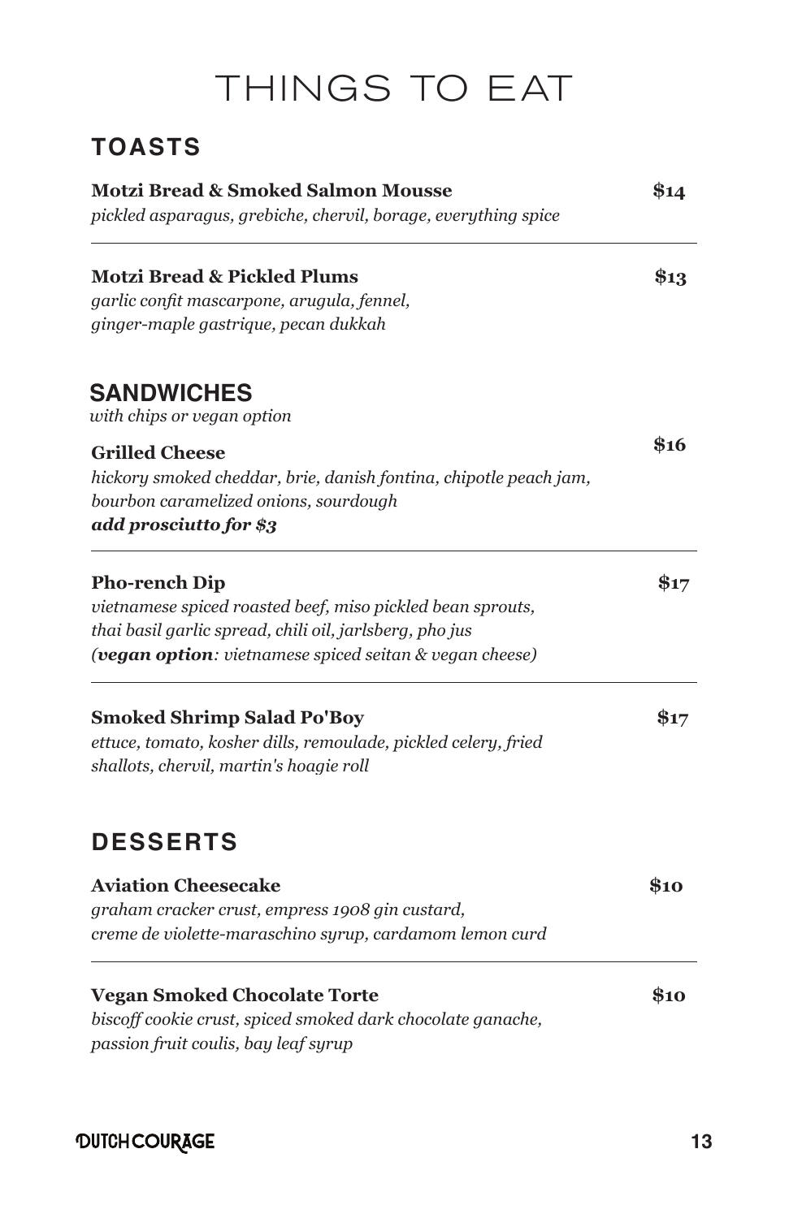# THINGS TO EAT

## TOASTS

**Motzi Bread & Smoked Salmon Mousse** **$14**
*pickled asparagus, grebiche, chervil, borage, everything spice*

---

**Motzi Bread & Pickled Plums** **$13**
*garlic confit mascarpone, arugula, fennel,*
*ginger-maple gastrique, pecan dukkah*

## SANDWICHES

*with chips or vegan option*

**Grilled Cheese** **$16**
*hickory smoked cheddar, brie, danish fontina, chipotle peach jam,*
*bourbon caramelized onions, sourdough*
***add prosciutto for $3***

---

**Pho-rench Dip** **$17**
*vietnamese spiced roasted beef, miso pickled bean sprouts,*
*thai basil garlic spread, chili oil, jarlsberg, pho jus*
*(**vegan option**: vietnamese spiced seitan & vegan cheese)*

---

**Smoked Shrimp Salad Po'Boy** **$17**
*ettuce, tomato, kosher dills, remoulade, pickled celery, fried*
*shallots, chervil, martin's hoagie roll*

## DESSERTS

**Aviation Cheesecake** **$10**
*graham cracker crust, empress 1908 gin custard,*
*creme de violette-maraschino syrup, cardamom lemon curd*

---

**Vegan Smoked Chocolate Torte** **$10**
*biscoff cookie crust, spiced smoked dark chocolate ganache,*
*passion fruit coulis, bay leaf syrup*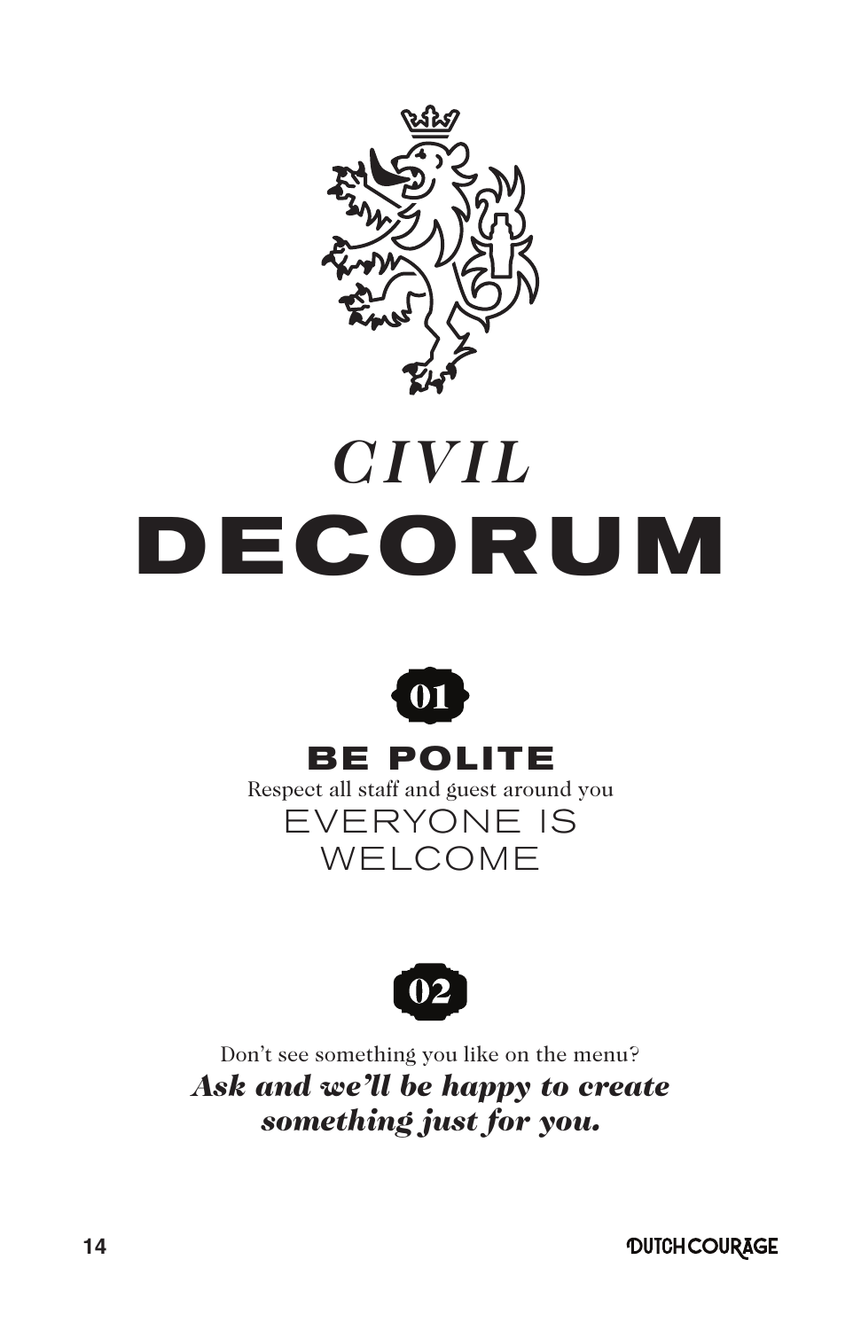# *CIVIL* DECORUM

**01**

## BE POLITE

Respect all staff and guest around you

EVERYONE IS WELCOME

**02**

Don't see something you like on the menu?

***Ask and we'll be happy to create something just for you.***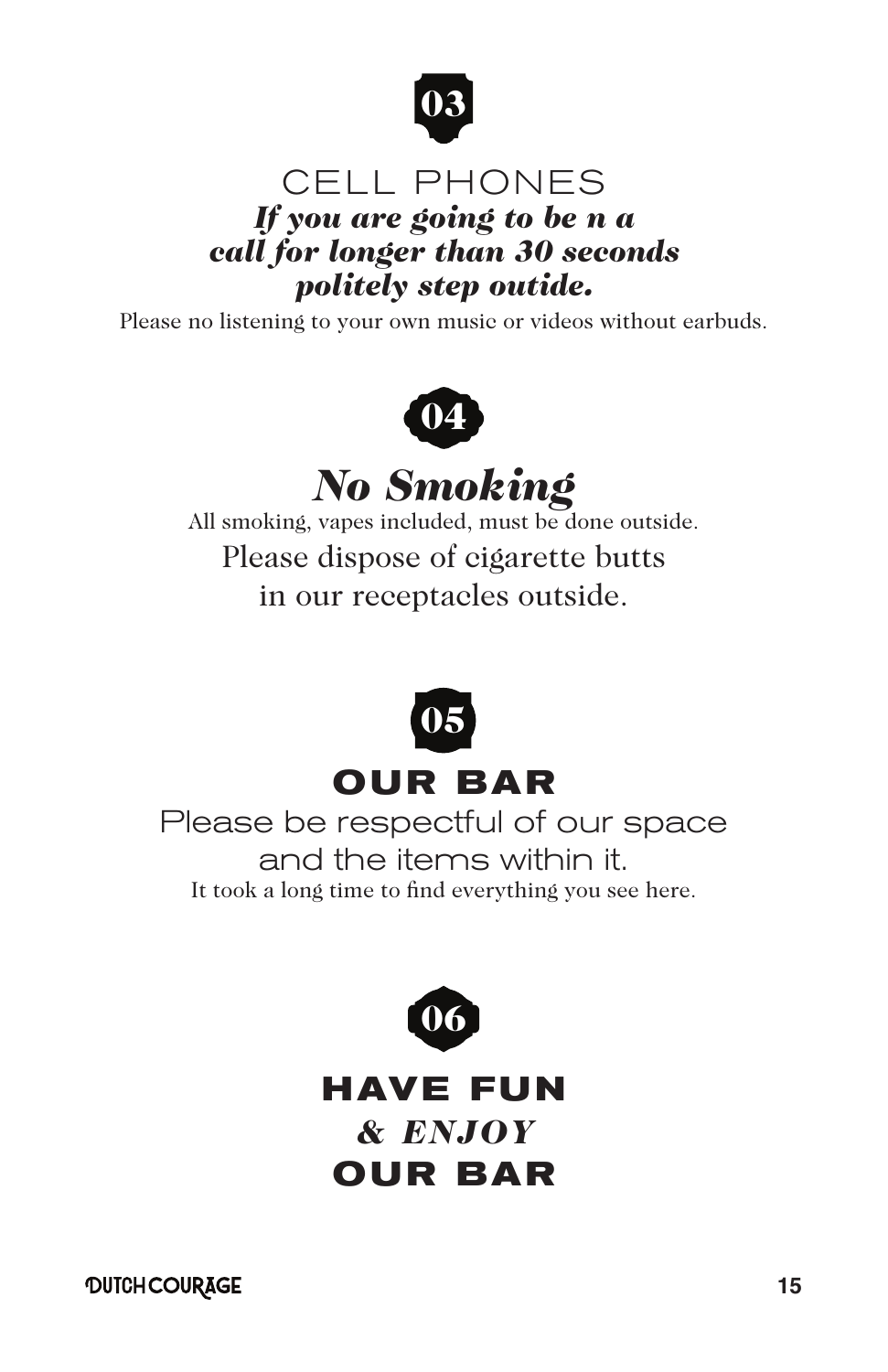**03**

## CELL PHONES

***If you are going to be n a call for longer than 30 seconds politely step outide.***

Please no listening to your own music or videos without earbuds.

**04**

## *No Smoking*

All smoking, vapes included, must be done outside.

Please dispose of cigarette butts in our receptacles outside.

**05**

## OUR BAR

Please be respectful of our space and the items within it.

It took a long time to find everything you see here.

**06**

## HAVE FUN *& ENJOY* OUR BAR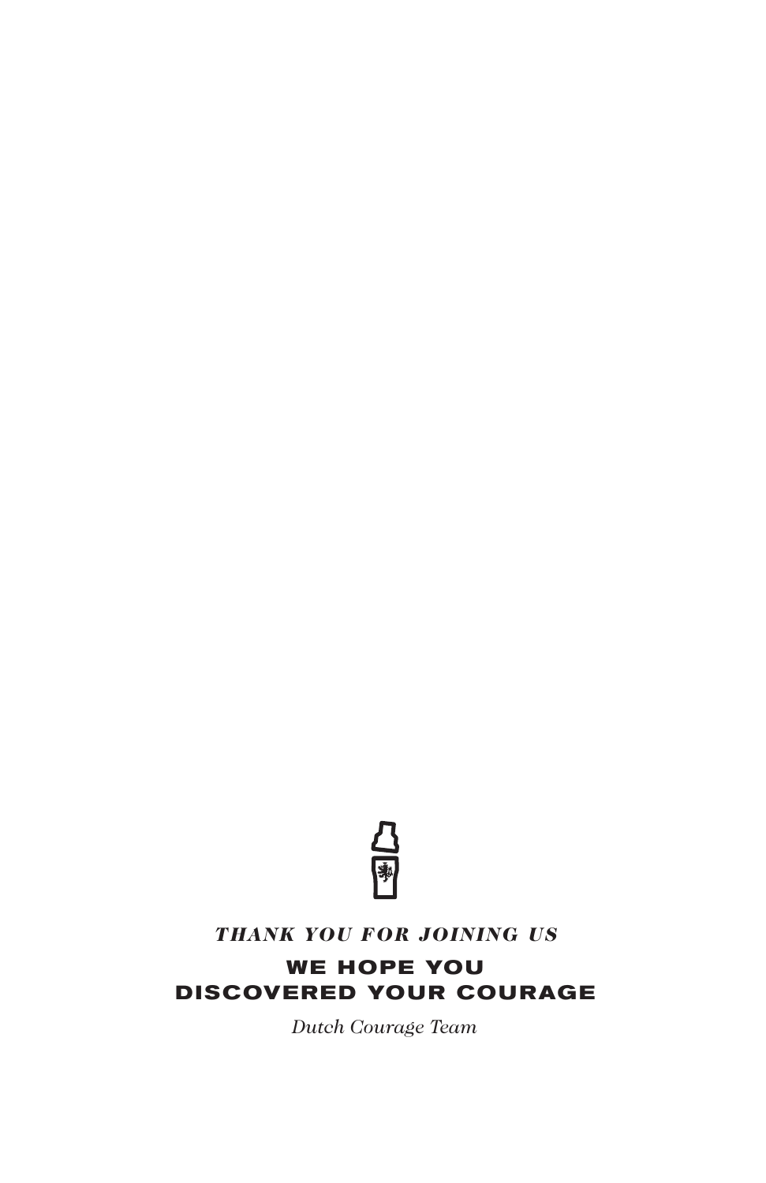*THANK YOU FOR JOINING US*

**WE HOPE YOU DISCOVERED YOUR COURAGE**

*Dutch Courage Team*